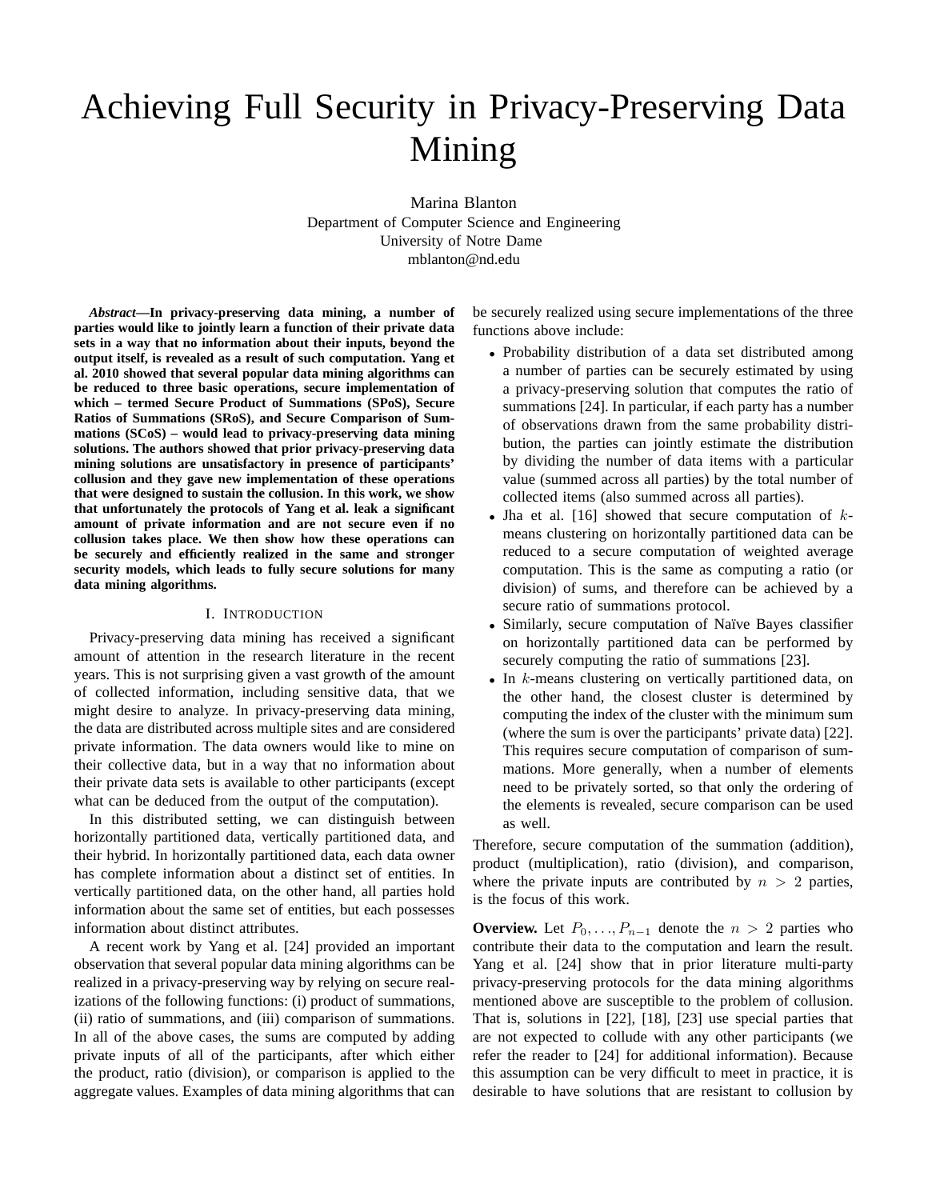# Achieving Full Security in Privacy-Preserving Data Mining

Marina Blanton
Department of Computer Science and Engineering
University of Notre Dame
mblanton@nd.edu

***Abstract*—In privacy-preserving data mining, a number of parties would like to jointly learn a function of their private data sets in a way that no information about their inputs, beyond the output itself, is revealed as a result of such computation. Yang et al. 2010 showed that several popular data mining algorithms can be reduced to three basic operations, secure implementation of which – termed Secure Product of Summations (SPoS), Secure Ratios of Summations (SRoS), and Secure Comparison of Summations (SCoS) – would lead to privacy-preserving data mining solutions. The authors showed that prior privacy-preserving data mining solutions are unsatisfactory in presence of participants' collusion and they gave new implementation of these operations that were designed to sustain the collusion. In this work, we show that unfortunately the protocols of Yang et al. leak a significant amount of private information and are not secure even if no collusion takes place. We then show how these operations can be securely and efficiently realized in the same and stronger security models, which leads to fully secure solutions for many data mining algorithms.**

## I. Introduction

Privacy-preserving data mining has received a significant amount of attention in the research literature in the recent years. This is not surprising given a vast growth of the amount of collected information, including sensitive data, that we might desire to analyze. In privacy-preserving data mining, the data are distributed across multiple sites and are considered private information. The data owners would like to mine on their collective data, but in a way that no information about their private data sets is available to other participants (except what can be deduced from the output of the computation).

In this distributed setting, we can distinguish between horizontally partitioned data, vertically partitioned data, and their hybrid. In horizontally partitioned data, each data owner has complete information about a distinct set of entities. In vertically partitioned data, on the other hand, all parties hold information about the same set of entities, but each possesses information about distinct attributes.

A recent work by Yang et al. [24] provided an important observation that several popular data mining algorithms can be realized in a privacy-preserving way by relying on secure realizations of the following functions: (i) product of summations, (ii) ratio of summations, and (iii) comparison of summations. In all of the above cases, the sums are computed by adding private inputs of all of the participants, after which either the product, ratio (division), or comparison is applied to the aggregate values. Examples of data mining algorithms that can be securely realized using secure implementations of the three functions above include:

- Probability distribution of a data set distributed among a number of parties can be securely estimated by using a privacy-preserving solution that computes the ratio of summations [24]. In particular, if each party has a number of observations drawn from the same probability distribution, the parties can jointly estimate the distribution by dividing the number of data items with a particular value (summed across all parties) by the total number of collected items (also summed across all parties).
- Jha et al. [16] showed that secure computation of $k$-means clustering on horizontally partitioned data can be reduced to a secure computation of weighted average computation. This is the same as computing a ratio (or division) of sums, and therefore can be achieved by a secure ratio of summations protocol.
- Similarly, secure computation of Naïve Bayes classifier on horizontally partitioned data can be performed by securely computing the ratio of summations [23].
- In $k$-means clustering on vertically partitioned data, on the other hand, the closest cluster is determined by computing the index of the cluster with the minimum sum (where the sum is over the participants' private data) [22]. This requires secure computation of comparison of summations. More generally, when a number of elements need to be privately sorted, so that only the ordering of the elements is revealed, secure comparison can be used as well.

Therefore, secure computation of the summation (addition), product (multiplication), ratio (division), and comparison, where the private inputs are contributed by $n > 2$ parties, is the focus of this work.

**Overview.** Let $P_0, \ldots, P_{n-1}$ denote the $n > 2$ parties who contribute their data to the computation and learn the result. Yang et al. [24] show that in prior literature multi-party privacy-preserving protocols for the data mining algorithms mentioned above are susceptible to the problem of collusion. That is, solutions in [22], [18], [23] use special parties that are not expected to collude with any other participants (we refer the reader to [24] for additional information). Because this assumption can be very difficult to meet in practice, it is desirable to have solutions that are resistant to collusion by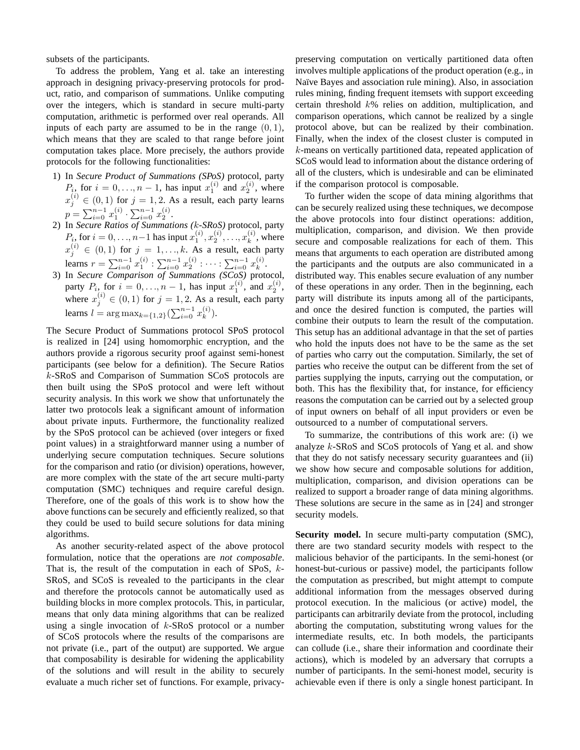subsets of the participants.

To address the problem, Yang et al. take an interesting approach in designing privacy-preserving protocols for product, ratio, and comparison of summations. Unlike computing over the integers, which is standard in secure multi-party computation, arithmetic is performed over real operands. All inputs of each party are assumed to be in the range $(0, 1)$, which means that they are scaled to that range before joint computation takes place. More precisely, the authors provide protocols for the following functionalities:

1) In *Secure Product of Summations (SPoS)* protocol, party $P_i$, for $i = 0, \ldots, n-1$, has input $x_1^{(i)}$ and $x_2^{(i)}$, where $x_j^{(i)} \in (0, 1)$ for $j = 1, 2$. As a result, each party learns $p = \sum_{i=0}^{n-1} x_1^{(i)} \cdot \sum_{i=0}^{n-1} x_2^{(i)}$.
2) In *Secure Ratios of Summations (k-SRoS)* protocol, party $P_i$, for $i = 0, \ldots, n-1$ has input $x_1^{(i)}, x_2^{(i)}, \ldots, x_k^{(i)}$, where $x_j^{(i)} \in (0, 1)$ for $j = 1, \ldots, k$. As a result, each party learns $r = \sum_{i=0}^{n-1} x_1^{(i)} : \sum_{i=0}^{n-1} x_2^{(i)} : \cdots : \sum_{i=0}^{n-1} x_k^{(i)}$.
3) In *Secure Comparison of Summations (SCoS)* protocol, party $P_i$, for $i = 0, \ldots, n-1$, has input $x_1^{(i)}$, and $x_2^{(i)}$, where $x_j^{(i)} \in (0, 1)$ for $j = 1, 2$. As a result, each party learns $l = \arg\max_{k=\{1,2\}}(\sum_{i=0}^{n-1} x_k^{(i)})$.

The Secure Product of Summations protocol SPoS protocol is realized in [24] using homomorphic encryption, and the authors provide a rigorous security proof against semi-honest participants (see below for a definition). The Secure Ratios $k$-SRoS and Comparison of Summation SCoS protocols are then built using the SPoS protocol and were left without security analysis. In this work we show that unfortunately the latter two protocols leak a significant amount of information about private inputs. Furthermore, the functionality realized by the SPoS protocol can be achieved (over integers or fixed point values) in a straightforward manner using a number of underlying secure computation techniques. Secure solutions for the comparison and ratio (or division) operations, however, are more complex with the state of the art secure multi-party computation (SMC) techniques and require careful design. Therefore, one of the goals of this work is to show how the above functions can be securely and efficiently realized, so that they could be used to build secure solutions for data mining algorithms.

As another security-related aspect of the above protocol formulation, notice that the operations are *not composable*. That is, the result of the computation in each of SPoS, $k$-SRoS, and SCoS is revealed to the participants in the clear and therefore the protocols cannot be automatically used as building blocks in more complex protocols. This, in particular, means that only data mining algorithms that can be realized using a single invocation of $k$-SRoS protocol or a number of SCoS protocols where the results of the comparisons are not private (i.e., part of the output) are supported. We argue that composability is desirable for widening the applicability of the solutions and will result in the ability to securely evaluate a much richer set of functions. For example, privacy-preserving computation on vertically partitioned data often involves multiple applications of the product operation (e.g., in Naïve Bayes and association rule mining). Also, in association rules mining, finding frequent itemsets with support exceeding certain threshold $k$% relies on addition, multiplication, and comparison operations, which cannot be realized by a single protocol above, but can be realized by their combination. Finally, when the index of the closest cluster is computed in $k$-means on vertically partitioned data, repeated application of SCoS would lead to information about the distance ordering of all of the clusters, which is undesirable and can be eliminated if the comparison protocol is composable.

To further widen the scope of data mining algorithms that can be securely realized using these techniques, we decompose the above protocols into four distinct operations: addition, multiplication, comparison, and division. We then provide secure and composable realizations for each of them. This means that arguments to each operation are distributed among the participants and the outputs are also communicated in a distributed way. This enables secure evaluation of any number of these operations in any order. Then in the beginning, each party will distribute its inputs among all of the participants, and once the desired function is computed, the parties will combine their outputs to learn the result of the computation. This setup has an additional advantage in that the set of parties who hold the inputs does not have to be the same as the set of parties who carry out the computation. Similarly, the set of parties who receive the output can be different from the set of parties supplying the inputs, carrying out the computation, or both. This has the flexibility that, for instance, for efficiency reasons the computation can be carried out by a selected group of input owners on behalf of all input providers or even be outsourced to a number of computational servers.

To summarize, the contributions of this work are: (i) we analyze $k$-SRoS and SCoS protocols of Yang et al. and show that they do not satisfy necessary security guarantees and (ii) we show how secure and composable solutions for addition, multiplication, comparison, and division operations can be realized to support a broader range of data mining algorithms. These solutions are secure in the same as in [24] and stronger security models.

**Security model.** In secure multi-party computation (SMC), there are two standard security models with respect to the malicious behavior of the participants. In the semi-honest (or honest-but-curious or passive) model, the participants follow the computation as prescribed, but might attempt to compute additional information from the messages observed during protocol execution. In the malicious (or active) model, the participants can arbitrarily deviate from the protocol, including aborting the computation, substituting wrong values for the intermediate results, etc. In both models, the participants can collude (i.e., share their information and coordinate their actions), which is modeled by an adversary that corrupts a number of participants. In the semi-honest model, security is achievable even if there is only a single honest participant. In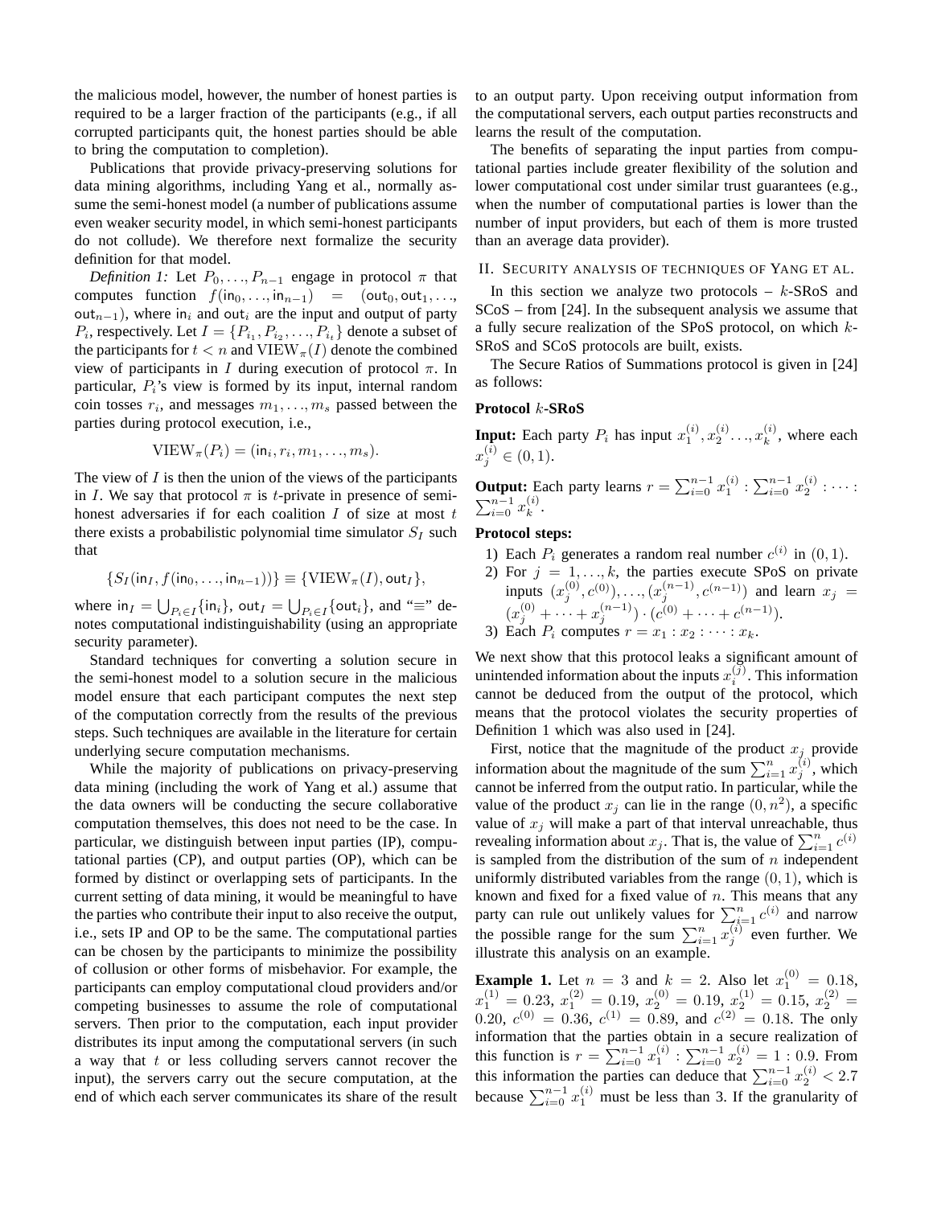the malicious model, however, the number of honest parties is required to be a larger fraction of the participants (e.g., if all corrupted participants quit, the honest parties should be able to bring the computation to completion).

Publications that provide privacy-preserving solutions for data mining algorithms, including Yang et al., normally assume the semi-honest model (a number of publications assume even weaker security model, in which semi-honest participants do not collude). We therefore next formalize the security definition for that model.

*Definition 1:* Let $P_0, \ldots, P_{n-1}$ engage in protocol $\pi$ that computes function $f(\mathsf{in}_0, \ldots, \mathsf{in}_{n-1}) = (\mathsf{out}_0, \mathsf{out}_1, \ldots, \mathsf{out}_{n-1})$, where $\mathsf{in}_i$ and $\mathsf{out}_i$ are the input and output of party $P_i$, respectively. Let $I = \{P_{i_1}, P_{i_2}, \ldots, P_{i_t}\}$ denote a subset of the participants for $t < n$ and $\mathrm{VIEW}_\pi(I)$ denote the combined view of participants in $I$ during execution of protocol $\pi$. In particular, $P_i$'s view is formed by its input, internal random coin tosses $r_i$, and messages $m_1, \ldots, m_s$ passed between the parties during protocol execution, i.e.,

$$\mathrm{VIEW}_\pi(P_i) = (\mathsf{in}_i, r_i, m_1, \ldots, m_s).$$

The view of $I$ is then the union of the views of the participants in $I$. We say that protocol $\pi$ is $t$-private in presence of semi-honest adversaries if for each coalition $I$ of size at most $t$ there exists a probabilistic polynomial time simulator $S_I$ such that

$$\{S_I(\mathsf{in}_I, f(\mathsf{in}_0, \ldots, \mathsf{in}_{n-1}))\} \equiv \{\mathrm{VIEW}_\pi(I), \mathsf{out}_I\},$$

where $\mathsf{in}_I = \bigcup_{P_i \in I}\{\mathsf{in}_i\}$, $\mathsf{out}_I = \bigcup_{P_i \in I}\{\mathsf{out}_i\}$, and "$\equiv$" denotes computational indistinguishability (using an appropriate security parameter).

Standard techniques for converting a solution secure in the semi-honest model to a solution secure in the malicious model ensure that each participant computes the next step of the computation correctly from the results of the previous steps. Such techniques are available in the literature for certain underlying secure computation mechanisms.

While the majority of publications on privacy-preserving data mining (including the work of Yang et al.) assume that the data owners will be conducting the secure collaborative computation themselves, this does not need to be the case. In particular, we distinguish between input parties (IP), computational parties (CP), and output parties (OP), which can be formed by distinct or overlapping sets of participants. In the current setting of data mining, it would be meaningful to have the parties who contribute their input to also receive the output, i.e., sets IP and OP to be the same. The computational parties can be chosen by the participants to minimize the possibility of collusion or other forms of misbehavior. For example, the participants can employ computational cloud providers and/or competing businesses to assume the role of computational servers. Then prior to the computation, each input provider distributes its input among the computational servers (in such a way that $t$ or less colluding servers cannot recover the input), the servers carry out the secure computation, at the end of which each server communicates its share of the result to an output party. Upon receiving output information from the computational servers, each output parties reconstructs and learns the result of the computation.

The benefits of separating the input parties from computational parties include greater flexibility of the solution and lower computational cost under similar trust guarantees (e.g., when the number of computational parties is lower than the number of input providers, but each of them is more trusted than an average data provider).

## II. Security analysis of techniques of Yang et al.

In this section we analyze two protocols – $k$-SRoS and SCoS – from [24]. In the subsequent analysis we assume that a fully secure realization of the SPoS protocol, on which $k$-SRoS and SCoS protocols are built, exists.

The Secure Ratios of Summations protocol is given in [24] as follows:

**Protocol $k$-SRoS**

**Input:** Each party $P_i$ has input $x_1^{(i)}, x_2^{(i)} \ldots, x_k^{(i)}$, where each $x_j^{(i)} \in (0, 1)$.

**Output:** Each party learns $r = \sum_{i=0}^{n-1} x_1^{(i)} : \sum_{i=0}^{n-1} x_2^{(i)} : \cdots : \sum_{i=0}^{n-1} x_k^{(i)}$.

**Protocol steps:**

1) Each $P_i$ generates a random real number $c^{(i)}$ in $(0, 1)$.
2) For $j = 1, \ldots, k$, the parties execute SPoS on private inputs $(x_j^{(0)}, c^{(0)}), \ldots, (x_j^{(n-1)}, c^{(n-1)})$ and learn $x_j = (x_j^{(0)} + \cdots + x_j^{(n-1)}) \cdot (c^{(0)} + \cdots + c^{(n-1)})$.
3) Each $P_i$ computes $r = x_1 : x_2 : \cdots : x_k$.

We next show that this protocol leaks a significant amount of unintended information about the inputs $x_i^{(j)}$. This information cannot be deduced from the output of the protocol, which means that the protocol violates the security properties of Definition 1 which was also used in [24].

First, notice that the magnitude of the product $x_j$ provide information about the magnitude of the sum $\sum_{i=1}^{n} x_j^{(i)}$, which cannot be inferred from the output ratio. In particular, while the value of the product $x_j$ can lie in the range $(0, n^2)$, a specific value of $x_j$ will make a part of that interval unreachable, thus revealing information about $x_j$. That is, the value of $\sum_{i=1}^{n} c^{(i)}$ is sampled from the distribution of the sum of $n$ independent uniformly distributed variables from the range $(0, 1)$, which is known and fixed for a fixed value of $n$. This means that any party can rule out unlikely values for $\sum_{i=1}^{n} c^{(i)}$ and narrow the possible range for the sum $\sum_{i=1}^{n} x_j^{(i)}$ even further. We illustrate this analysis on an example.

**Example 1.** Let $n = 3$ and $k = 2$. Also let $x_1^{(0)} = 0.18$, $x_1^{(1)} = 0.23$, $x_1^{(2)} = 0.19$, $x_2^{(0)} = 0.19$, $x_2^{(1)} = 0.15$, $x_2^{(2)} = 0.20$, $c^{(0)} = 0.36$, $c^{(1)} = 0.89$, and $c^{(2)} = 0.18$. The only information that the parties obtain in a secure realization of this function is $r = \sum_{i=0}^{n-1} x_1^{(i)} : \sum_{i=0}^{n-1} x_2^{(i)} = 1 : 0.9$. From this information the parties can deduce that $\sum_{i=0}^{n-1} x_2^{(i)} < 2.7$ because $\sum_{i=0}^{n-1} x_1^{(i)}$ must be less than 3. If the granularity of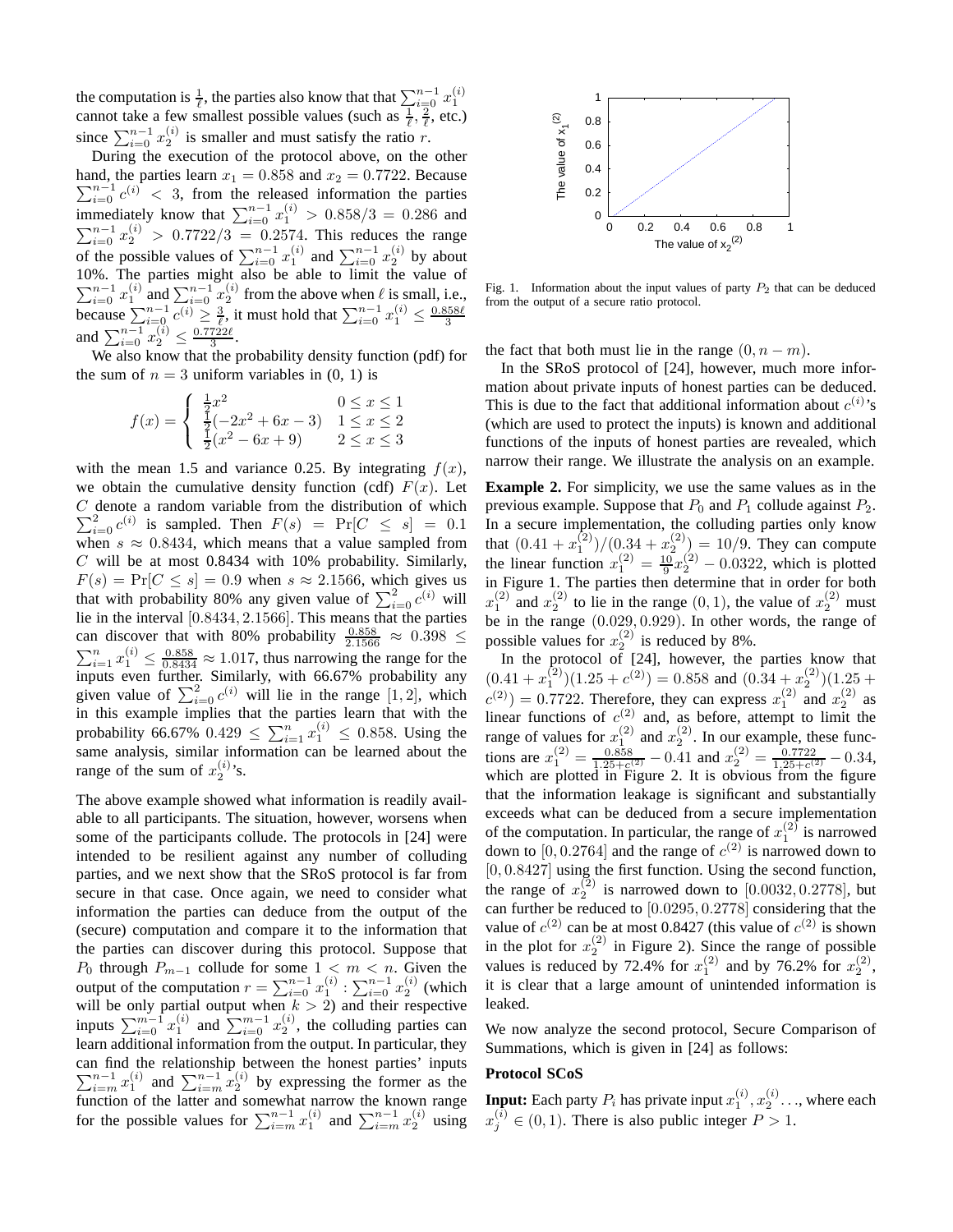the computation is $\frac{1}{\ell}$, the parties also know that that $\sum_{i=0}^{n-1} x_1^{(i)}$ cannot take a few smallest possible values (such as $\frac{1}{\ell}, \frac{2}{\ell}$, etc.) since $\sum_{i=0}^{n-1} x_2^{(i)}$ is smaller and must satisfy the ratio $r$.

During the execution of the protocol above, on the other hand, the parties learn $x_1 = 0.858$ and $x_2 = 0.7722$. Because $\sum_{i=0}^{n-1} c^{(i)} < 3$, from the released information the parties immediately know that $\sum_{i=0}^{n-1} x_1^{(i)} > 0.858/3 = 0.286$ and $\sum_{i=0}^{n-1} x_2^{(i)} > 0.7722/3 = 0.2574$. This reduces the range of the possible values of $\sum_{i=0}^{n-1} x_1^{(i)}$ and $\sum_{i=0}^{n-1} x_2^{(i)}$ by about 10%. The parties might also be able to limit the value of $\sum_{i=0}^{n-1} x_1^{(i)}$ and $\sum_{i=0}^{n-1} x_2^{(i)}$ from the above when $\ell$ is small, i.e., because $\sum_{i=0}^{n-1} c^{(i)} \geq \frac{3}{\ell}$, it must hold that $\sum_{i=0}^{n-1} x_1^{(i)} \leq \frac{0.858\ell}{3}$ and $\sum_{i=0}^{n-1} x_2^{(i)} \leq \frac{0.7722\ell}{3}$.

We also know that the probability density function (pdf) for the sum of $n = 3$ uniform variables in (0, 1) is

$$f(x) = \begin{cases} \frac{1}{2}x^2 & 0 \leq x \leq 1 \\ \frac{1}{2}(-2x^2 + 6x - 3) & 1 \leq x \leq 2 \\ \frac{1}{2}(x^2 - 6x + 9) & 2 \leq x \leq 3 \end{cases}$$

with the mean 1.5 and variance 0.25. By integrating $f(x)$, we obtain the cumulative density function (cdf) $F(x)$. Let $C$ denote a random variable from the distribution of which $\sum_{i=0}^{2} c^{(i)}$ is sampled. Then $F(s) = \Pr[C \leq s] = 0.1$ when $s \approx 0.8434$, which means that a value sampled from $C$ will be at most 0.8434 with 10% probability. Similarly, $F(s) = \Pr[C \leq s] = 0.9$ when $s \approx 2.1566$, which gives us that with probability 80% any given value of $\sum_{i=0}^{2} c^{(i)}$ will lie in the interval $[0.8434, 2.1566]$. This means that the parties can discover that with 80% probability $\frac{0.858}{2.1566} \approx 0.398 \leq \sum_{i=1}^{n} x_1^{(i)} \leq \frac{0.858}{0.8434} \approx 1.017$, thus narrowing the range for the inputs even further. Similarly, with 66.67% probability any given value of $\sum_{i=0}^{2} c^{(i)}$ will lie in the range $[1, 2]$, which in this example implies that the parties learn that with the probability 66.67% $0.429 \leq \sum_{i=1}^{n} x_1^{(i)} \leq 0.858$. Using the same analysis, similar information can be learned about the range of the sum of $x_2^{(i)}$'s.

The above example showed what information is readily available to all participants. The situation, however, worsens when some of the participants collude. The protocols in [24] were intended to be resilient against any number of colluding parties, and we next show that the SRoS protocol is far from secure in that case. Once again, we need to consider what information the parties can deduce from the output of the (secure) computation and compare it to the information that the parties can discover during this protocol. Suppose that $P_0$ through $P_{m-1}$ collude for some $1 < m < n$. Given the output of the computation $r = \sum_{i=0}^{n-1} x_1^{(i)} : \sum_{i=0}^{n-1} x_2^{(i)}$ (which will be only partial output when $k > 2$) and their respective inputs $\sum_{i=0}^{m-1} x_1^{(i)}$ and $\sum_{i=0}^{m-1} x_2^{(i)}$, the colluding parties can learn additional information from the output. In particular, they can find the relationship between the honest parties' inputs $\sum_{i=m}^{n-1} x_1^{(i)}$ and $\sum_{i=m}^{n-1} x_2^{(i)}$ by expressing the former as the function of the latter and somewhat narrow the known range for the possible values for $\sum_{i=m}^{n-1} x_1^{(i)}$ and $\sum_{i=m}^{n-1} x_2^{(i)}$ using the fact that both must lie in the range $(0, n - m)$.

Fig. 1. Information about the input values of party $P_2$ that can be deduced from the output of a secure ratio protocol.

In the SRoS protocol of [24], however, much more information about private inputs of honest parties can be deduced. This is due to the fact that additional information about $c^{(i)}$'s (which are used to protect the inputs) is known and additional functions of the inputs of honest parties are revealed, which narrow their range. We illustrate the analysis on an example.

**Example 2.** For simplicity, we use the same values as in the previous example. Suppose that $P_0$ and $P_1$ collude against $P_2$. In a secure implementation, the colluding parties only know that $(0.41 + x_1^{(2)})/(0.34 + x_2^{(2)}) = 10/9$. They can compute the linear function $x_1^{(2)} = \frac{10}{9}x_2^{(2)} - 0.0322$, which is plotted in Figure 1. The parties then determine that in order for both $x_1^{(2)}$ and $x_2^{(2)}$ to lie in the range $(0, 1)$, the value of $x_2^{(2)}$ must be in the range $(0.029, 0.929)$. In other words, the range of possible values for $x_2^{(2)}$ is reduced by 8%.

In the protocol of [24], however, the parties know that $(0.41 + x_1^{(2)})(1.25 + c^{(2)}) = 0.858$ and $(0.34 + x_2^{(2)})(1.25 + c^{(2)}) = 0.7722$. Therefore, they can express $x_1^{(2)}$ and $x_2^{(2)}$ as linear functions of $c^{(2)}$ and, as before, attempt to limit the range of values for $x_1^{(2)}$ and $x_2^{(2)}$. In our example, these functions are $x_1^{(2)} = \frac{0.858}{1.25+c^{(2)}} - 0.41$ and $x_2^{(2)} = \frac{0.7722}{1.25+c^{(2)}} - 0.34$, which are plotted in Figure 2. It is obvious from the figure that the information leakage is significant and substantially exceeds what can be deduced from a secure implementation of the computation. In particular, the range of $x_1^{(2)}$ is narrowed down to $[0, 0.2764]$ and the range of $c^{(2)}$ is narrowed down to $[0, 0.8427]$ using the first function. Using the second function, the range of $x_2^{(2)}$ is narrowed down to $[0.0032, 0.2778]$, but can further be reduced to $[0.0295, 0.2778]$ considering that the value of $c^{(2)}$ can be at most 0.8427 (this value of $c^{(2)}$ is shown in the plot for $x_2^{(2)}$ in Figure 2). Since the range of possible values is reduced by 72.4% for $x_1^{(2)}$ and by 76.2% for $x_2^{(2)}$, it is clear that a large amount of unintended information is leaked.

We now analyze the second protocol, Secure Comparison of Summations, which is given in [24] as follows:

**Protocol SCoS**

**Input:** Each party $P_i$ has private input $x_1^{(i)}, x_2^{(i)} \ldots$, where each $x_j^{(i)} \in (0, 1)$. There is also public integer $P > 1$.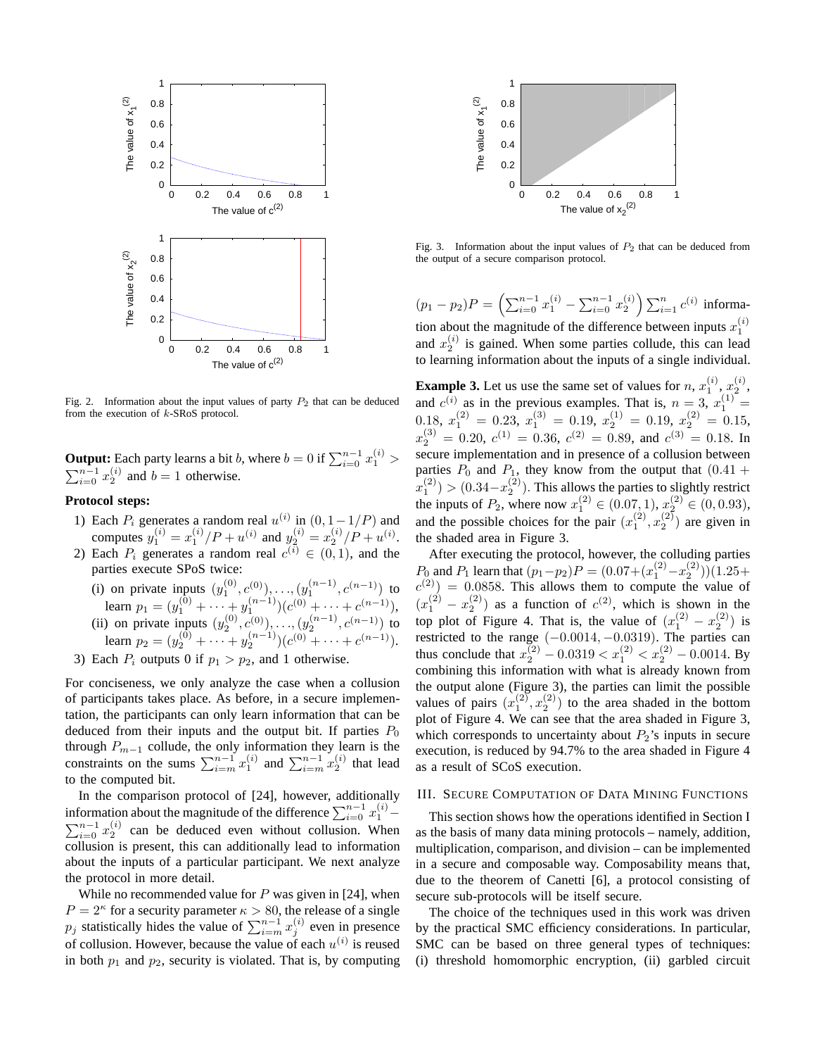Fig. 2. Information about the input values of party $P_2$ that can be deduced from the execution of $k$-SRoS protocol.

**Output:** Each party learns a bit $b$, where $b = 0$ if $\sum_{i=0}^{n-1} x_1^{(i)} > \sum_{i=0}^{n-1} x_2^{(i)}$ and $b = 1$ otherwise.

**Protocol steps:**

1) Each $P_i$ generates a random real $u^{(i)}$ in $(0, 1-1/P)$ and computes $y_1^{(i)} = x_1^{(i)}/P + u^{(i)}$ and $y_2^{(i)} = x_2^{(i)}/P + u^{(i)}$.
2) Each $P_i$ generates a random real $c^{(i)} \in (0,1)$, and the parties execute SPoS twice:
   (i) on private inputs $(y_1^{(0)}, c^{(0)}), \ldots, (y_1^{(n-1)}, c^{(n-1)})$ to learn $p_1 = (y_1^{(0)} + \cdots + y_1^{(n-1)})(c^{(0)} + \cdots + c^{(n-1)})$,
   (ii) on private inputs $(y_2^{(0)}, c^{(0)}), \ldots, (y_2^{(n-1)}, c^{(n-1)})$ to learn $p_2 = (y_2^{(0)} + \cdots + y_2^{(n-1)})(c^{(0)} + \cdots + c^{(n-1)})$.
3) Each $P_i$ outputs 0 if $p_1 > p_2$, and 1 otherwise.

For conciseness, we only analyze the case when a collusion of participants takes place. As before, in a secure implementation, the participants can only learn information that can be deduced from their inputs and the output bit. If parties $P_0$ through $P_{m-1}$ collude, the only information they learn is the constraints on the sums $\sum_{i=m}^{n-1} x_1^{(i)}$ and $\sum_{i=m}^{n-1} x_2^{(i)}$ that lead to the computed bit.

In the comparison protocol of [24], however, additionally information about the magnitude of the difference $\sum_{i=0}^{n-1} x_1^{(i)} - \sum_{i=0}^{n-1} x_2^{(i)}$ can be deduced even without collusion. When collusion is present, this can additionally lead to information about the inputs of a particular participant. We next analyze the protocol in more detail.

While no recommended value for $P$ was given in [24], when $P = 2^\kappa$ for a security parameter $\kappa > 80$, the release of a single $p_j$ statistically hides the value of $\sum_{i=m}^{n-1} x_j^{(i)}$ even in presence of collusion. However, because the value of each $u^{(i)}$ is reused in both $p_1$ and $p_2$, security is violated. That is, by computing $(p_1 - p_2)P = \left(\sum_{i=0}^{n-1} x_1^{(i)} - \sum_{i=0}^{n-1} x_2^{(i)}\right) \sum_{i=1}^{n} c^{(i)}$ information about the magnitude of the difference between inputs $x_1^{(i)}$ and $x_2^{(i)}$ is gained. When some parties collude, this can lead to learning information about the inputs of a single individual.

Fig. 3. Information about the input values of $P_2$ that can be deduced from the output of a secure comparison protocol.

**Example 3.** Let us use the same set of values for $n$, $x_1^{(i)}$, $x_2^{(i)}$, and $c^{(i)}$ as in the previous examples. That is, $n = 3$, $x_1^{(1)} = 0.18$, $x_1^{(2)} = 0.23$, $x_1^{(3)} = 0.19$, $x_2^{(1)} = 0.19$, $x_2^{(2)} = 0.15$, $x_2^{(3)} = 0.20$, $c^{(1)} = 0.36$, $c^{(2)} = 0.89$, and $c^{(3)} = 0.18$. In secure implementation and in presence of a collusion between parties $P_0$ and $P_1$, they know from the output that $(0.41 + x_1^{(2)}) > (0.34 - x_2^{(2)})$. This allows the parties to slightly restrict the inputs of $P_2$, where now $x_1^{(2)} \in (0.07, 1)$, $x_2^{(2)} \in (0, 0.93)$, and the possible choices for the pair $(x_1^{(2)}, x_2^{(2)})$ are given in the shaded area in Figure 3.

After executing the protocol, however, the colluding parties $P_0$ and $P_1$ learn that $(p_1 - p_2)P = (0.07 + (x_1^{(2)} - x_2^{(2)}))(1.25 + c^{(2)}) = 0.0858$. This allows them to compute the value of $(x_1^{(2)} - x_2^{(2)})$ as a function of $c^{(2)}$, which is shown in the top plot of Figure 4. That is, the value of $(x_1^{(2)} - x_2^{(2)})$ is restricted to the range $(-0.0014, -0.0319)$. The parties can thus conclude that $x_2^{(2)} - 0.0319 < x_1^{(2)} < x_2^{(2)} - 0.0014$. By combining this information with what is already known from the output alone (Figure 3), the parties can limit the possible values of pairs $(x_1^{(2)}, x_2^{(2)})$ to the area shaded in the bottom plot of Figure 4. We can see that the area shaded in Figure 3, which corresponds to uncertainty about $P_2$'s inputs in secure execution, is reduced by 94.7% to the area shaded in Figure 4 as a result of SCoS execution.

## III. Secure Computation of Data Mining Functions

This section shows how the operations identified in Section I as the basis of many data mining protocols – namely, addition, multiplication, comparison, and division – can be implemented in a secure and composable way. Composability means that, due to the theorem of Canetti [6], a protocol consisting of secure sub-protocols will be itself secure.

The choice of the techniques used in this work was driven by the practical SMC efficiency considerations. In particular, SMC can be based on three general types of techniques: (i) threshold homomorphic encryption, (ii) garbled circuit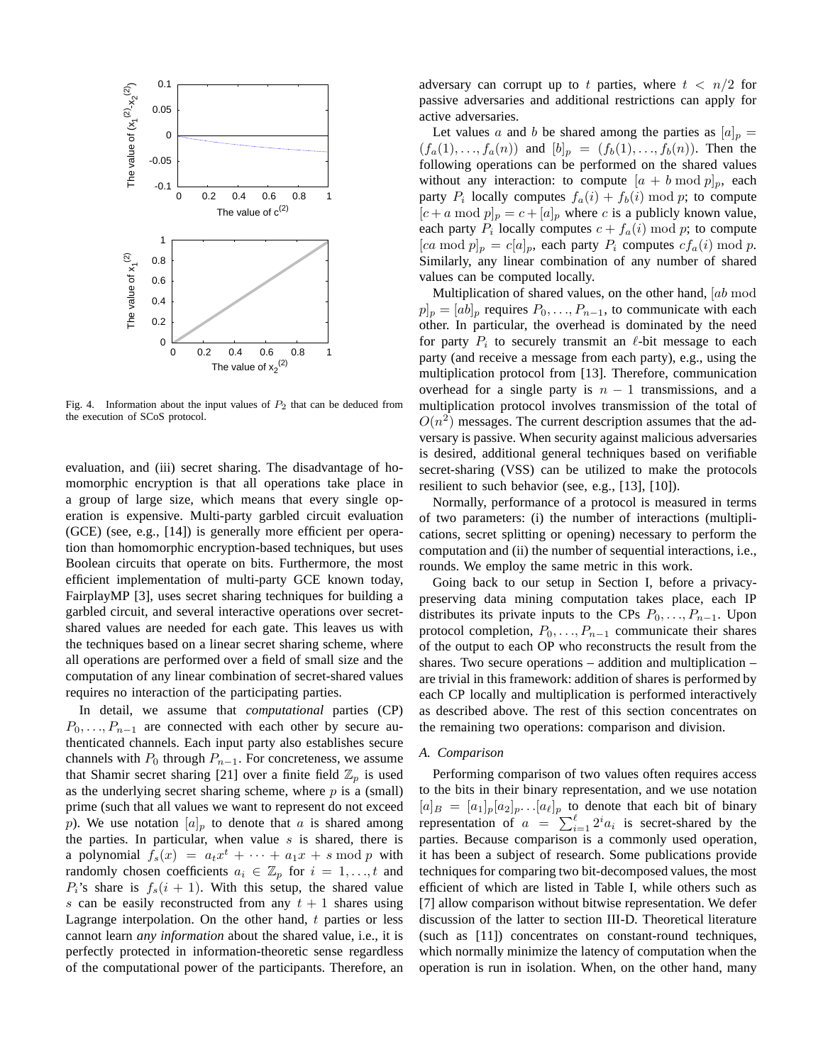Fig. 4. Information about the input values of $P_2$ that can be deduced from the execution of SCoS protocol.

evaluation, and (iii) secret sharing. The disadvantage of homomorphic encryption is that all operations take place in a group of large size, which means that every single operation is expensive. Multi-party garbled circuit evaluation (GCE) (see, e.g., [14]) is generally more efficient per operation than homomorphic encryption-based techniques, but uses Boolean circuits that operate on bits. Furthermore, the most efficient implementation of multi-party GCE known today, FairplayMP [3], uses secret sharing techniques for building a garbled circuit, and several interactive operations over secret-shared values are needed for each gate. This leaves us with the techniques based on a linear secret sharing scheme, where all operations are performed over a field of small size and the computation of any linear combination of secret-shared values requires no interaction of the participating parties.

In detail, we assume that *computational* parties (CP) $P_0, \ldots, P_{n-1}$ are connected with each other by secure authenticated channels. Each input party also establishes secure channels with $P_0$ through $P_{n-1}$. For concreteness, we assume that Shamir secret sharing [21] over a finite field $\mathbb{Z}_p$ is used as the underlying secret sharing scheme, where $p$ is a (small) prime (such that all values we want to represent do not exceed $p$). We use notation $[a]_p$ to denote that $a$ is shared among the parties. In particular, when value $s$ is shared, there is a polynomial $f_s(x) = a_t x^t + \cdots + a_1 x + s \bmod p$ with randomly chosen coefficients $a_i \in \mathbb{Z}_p$ for $i = 1, \ldots, t$ and $P_i$'s share is $f_s(i+1)$. With this setup, the shared value $s$ can be easily reconstructed from any $t+1$ shares using Lagrange interpolation. On the other hand, $t$ parties or less cannot learn *any information* about the shared value, i.e., it is perfectly protected in information-theoretic sense regardless of the computational power of the participants. Therefore, an adversary can corrupt up to $t$ parties, where $t < n/2$ for passive adversaries and additional restrictions can apply for active adversaries.

Let values $a$ and $b$ be shared among the parties as $[a]_p = (f_a(1), \ldots, f_a(n))$ and $[b]_p = (f_b(1), \ldots, f_b(n))$. Then the following operations can be performed on the shared values without any interaction: to compute $[a + b \bmod p]_p$, each party $P_i$ locally computes $f_a(i) + f_b(i) \bmod p$; to compute $[c + a \bmod p]_p = c + [a]_p$ where $c$ is a publicly known value, each party $P_i$ locally computes $c + f_a(i) \bmod p$; to compute $[ca \bmod p]_p = c[a]_p$, each party $P_i$ computes $cf_a(i) \bmod p$. Similarly, any linear combination of any number of shared values can be computed locally.

Multiplication of shared values, on the other hand, $[ab \bmod p]_p = [ab]_p$ requires $P_0, \ldots, P_{n-1}$, to communicate with each other. In particular, the overhead is dominated by the need for party $P_i$ to securely transmit an $\ell$-bit message to each party (and receive a message from each party), e.g., using the multiplication protocol from [13]. Therefore, communication overhead for a single party is $n-1$ transmissions, and a multiplication protocol involves transmission of the total of $O(n^2)$ messages. The current description assumes that the adversary is passive. When security against malicious adversaries is desired, additional general techniques based on verifiable secret-sharing (VSS) can be utilized to make the protocols resilient to such behavior (see, e.g., [13], [10]).

Normally, performance of a protocol is measured in terms of two parameters: (i) the number of interactions (multiplications, secret splitting or opening) necessary to perform the computation and (ii) the number of sequential interactions, i.e., rounds. We employ the same metric in this work.

Going back to our setup in Section I, before a privacy-preserving data mining computation takes place, each IP distributes its private inputs to the CPs $P_0, \ldots, P_{n-1}$. Upon protocol completion, $P_0, \ldots, P_{n-1}$ communicate their shares of the output to each OP who reconstructs the result from the shares. Two secure operations – addition and multiplication – are trivial in this framework: addition of shares is performed by each CP locally and multiplication is performed interactively as described above. The rest of this section concentrates on the remaining two operations: comparison and division.

### A. Comparison

Performing comparison of two values often requires access to the bits in their binary representation, and we use notation $[a]_B = [a_1]_p[a_2]_p \ldots [a_\ell]_p$ to denote that each bit of binary representation of $a = \sum_{i=1}^{\ell} 2^i a_i$ is secret-shared by the parties. Because comparison is a commonly used operation, it has been a subject of research. Some publications provide techniques for comparing two bit-decomposed values, the most efficient of which are listed in Table I, while others such as [7] allow comparison without bitwise representation. We defer discussion of the latter to section III-D. Theoretical literature (such as [11]) concentrates on constant-round techniques, which normally minimize the latency of computation when the operation is run in isolation. When, on the other hand, many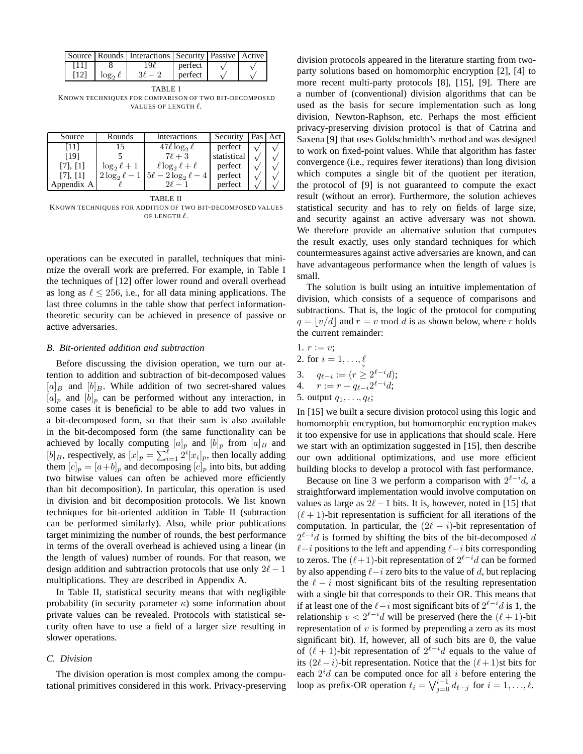| Source | Rounds | Interactions | Security | Passive | Active |
|---|---|---|---|---|---|
| [11] | 8 | $19\ell$ | perfect | $\surd$ | $\surd$ |
| [12] | $\log_2 \ell$ | $3\ell - 2$ | perfect | $\surd$ | $\surd$ |

TABLE I
KNOWN TECHNIQUES FOR COMPARISON OF TWO BIT-DECOMPOSED VALUES OF LENGTH $\ell$.

| Source | Rounds | Interactions | Security | Pas | Act |
|---|---|---|---|---|---|
| [11] | 15 | $47\ell \log_2 \ell$ | perfect | $\surd$ | $\surd$ |
| [19] | 5 | $7\ell + 3$ | statistical | $\surd$ | $\surd$ |
| [7], [1] | $\log_2 \ell + 1$ | $\ell \log_2 \ell + \ell$ | perfect | $\surd$ | $\surd$ |
| [7], [1] | $2\log_2 \ell - 1$ | $5\ell - 2\log_2 \ell - 4$ | perfect | $\surd$ | $\surd$ |
| Appendix A | $\ell$ | $2\ell - 1$ | perfect | $\surd$ | $\surd$ |

TABLE II
KNOWN TECHNIQUES FOR ADDITION OF TWO BIT-DECOMPOSED VALUES OF LENGTH $\ell$.

operations can be executed in parallel, techniques that minimize the overall work are preferred. For example, in Table I the techniques of [12] offer lower round and overall overhead as long as $\ell \leq 256$, i.e., for all data mining applications. The last three columns in the table show that perfect information-theoretic security can be achieved in presence of passive or active adversaries.

### *B. Bit-oriented addition and subtraction*

Before discussing the division operation, we turn our attention to addition and subtraction of bit-decomposed values $[a]_B$ and $[b]_B$. While addition of two secret-shared values $[a]_p$ and $[b]_p$ can be performed without any interaction, in some cases it is beneficial to be able to add two values in a bit-decomposed form, so that their sum is also available in the bit-decomposed form (the same functionality can be achieved by locally computing $[a]_p$ and $[b]_p$ from $[a]_B$ and $[b]_B$, respectively, as $[x]_p = \sum_{i=1}^{\ell} 2^i [x_i]_p$, then locally adding them $[c]_p = [a+b]_p$ and decomposing $[c]_p$ into bits, but adding two bitwise values can often be achieved more efficiently than bit decomposition). In particular, this operation is used in division and bit decomposition protocols. We list known techniques for bit-oriented addition in Table II (subtraction can be performed similarly). Also, while prior publications target minimizing the number of rounds, the best performance in terms of the overall overhead is achieved using a linear (in the length of values) number of rounds. For that reason, we design addition and subtraction protocols that use only $2\ell - 1$ multiplications. They are described in Appendix A.

In Table II, statistical security means that with negligible probability (in security parameter $\kappa$) some information about private values can be revealed. Protocols with statistical security often have to use a field of a larger size resulting in slower operations.

### *C. Division*

The division operation is most complex among the computational primitives considered in this work. Privacy-preserving division protocols appeared in the literature starting from two-party solutions based on homomorphic encryption [2], [4] to more recent multi-party protocols [8], [15], [9]. There are a number of (conventional) division algorithms that can be used as the basis for secure implementation such as long division, Newton-Raphson, etc. Perhaps the most efficient privacy-preserving division protocol is that of Catrina and Saxena [9] that uses Goldschmidth's method and was designed to work on fixed-point values. While that algorithm has faster convergence (i.e., requires fewer iterations) than long division which computes a single bit of the quotient per iteration, the protocol of [9] is not guaranteed to compute the exact result (without an error). Furthermore, the solution achieves statistical security and has to rely on fields of large size, and security against an active adversary was not shown. We therefore provide an alternative solution that computes the result exactly, uses only standard techniques for which countermeasures against active adversaries are known, and can have advantageous performance when the length of values is small.

The solution is built using an intuitive implementation of division, which consists of a sequence of comparisons and subtractions. That is, the logic of the protocol for computing $q = \lfloor v/d \rfloor$ and $r = v \bmod d$ is as shown below, where $r$ holds the current remainder:

1. $r := v$;
2. for $i = 1, \ldots, \ell$
3. $\quad q_{\ell-i} := (r \stackrel{?}{\geq} 2^{\ell-i} d)$;
4. $\quad r := r - q_{\ell-i} 2^{\ell-i} d$;
5. output $q_1, \ldots, q_\ell$;

In [15] we built a secure division protocol using this logic and homomorphic encryption, but homomorphic encryption makes it too expensive for use in applications that should scale. Here we start with an optimization suggested in [15], then describe our own additional optimizations, and use more efficient building blocks to develop a protocol with fast performance.

Because on line 3 we perform a comparison with $2^{\ell-i}d$, a straightforward implementation would involve computation on values as large as $2\ell - 1$ bits. It is, however, noted in [15] that $(\ell + 1)$-bit representation is sufficient for all iterations of the computation. In particular, the $(2\ell - i)$-bit representation of $2^{\ell-i}d$ is formed by shifting the bits of the bit-decomposed $d$ $\ell - i$ positions to the left and appending $\ell - i$ bits corresponding to zeros. The $(\ell+1)$-bit representation of $2^{\ell-i}d$ can be formed by also appending $\ell - i$ zero bits to the value of $d$, but replacing the $\ell - i$ most significant bits of the resulting representation with a single bit that corresponds to their OR. This means that if at least one of the $\ell - i$ most significant bits of $2^{\ell-i}d$ is 1, the relationship $v < 2^{\ell-i}d$ will be preserved (here the $(\ell+1)$-bit representation of $v$ is formed by prepending a zero as its most significant bit). If, however, all of such bits are 0, the value of $(\ell + 1)$-bit representation of $2^{\ell-i}d$ equals to the value of its $(2\ell - i)$-bit representation. Notice that the $(\ell+1)$st bits for each $2^i d$ can be computed once for all $i$ before entering the loop as prefix-OR operation $t_i = \bigvee_{j=0}^{i-1} d_{\ell-j}$ for $i = 1, \ldots, \ell$.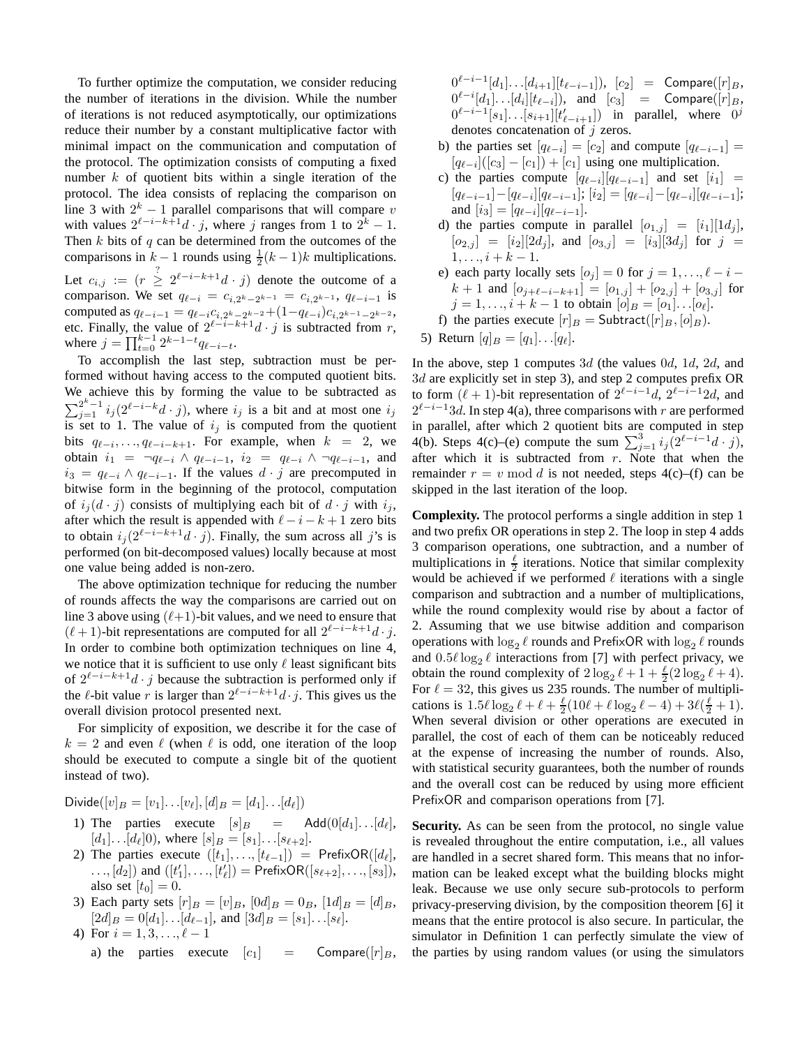To further optimize the computation, we consider reducing the number of iterations in the division. While the number of iterations is not reduced asymptotically, our optimizations reduce their number by a constant multiplicative factor with minimal impact on the communication and computation of the protocol. The optimization consists of computing a fixed number $k$ of quotient bits within a single iteration of the protocol. The idea consists of replacing the comparison on line 3 with $2^k - 1$ parallel comparisons that will compare $v$ with values $2^{\ell-i-k+1}d \cdot j$, where $j$ ranges from 1 to $2^k - 1$. Then $k$ bits of $q$ can be determined from the outcomes of the comparisons in $k-1$ rounds using $\frac{1}{2}(k-1)k$ multiplications. Let $c_{i,j} := (r \overset{?}{\geq} 2^{\ell-i-k+1}d \cdot j)$ denote the outcome of a comparison. We set $q_{\ell-i} = c_{i,2^k - 2^{k-1}} = c_{i,2^{k-1}}$, $q_{\ell-i-1}$ is computed as $q_{\ell-i-1} = q_{\ell-i}c_{i,2^k-2^{k-2}} + (1-q_{\ell-i})c_{i,2^{k-1}-2^{k-2}}$, etc. Finally, the value of $2^{\ell-i-k+1}d \cdot j$ is subtracted from $r$, where $j = \prod_{t=0}^{k-1} 2^{k-1-t}q_{\ell-i-t}$.

To accomplish the last step, subtraction must be performed without having access to the computed quotient bits. We achieve this by forming the value to be subtracted as $\sum_{j=1}^{2^k-1} i_j(2^{\ell-i-k}d \cdot j)$, where $i_j$ is a bit and at most one $i_j$ is set to 1. The value of $i_j$ is computed from the quotient bits $q_{\ell-i}, \ldots, q_{\ell-i-k+1}$. For example, when $k = 2$, we obtain $i_1 = \neg q_{\ell-i} \wedge q_{\ell-i-1}$, $i_2 = q_{\ell-i} \wedge \neg q_{\ell-i-1}$, and $i_3 = q_{\ell-i} \wedge q_{\ell-i-1}$. If the values $d \cdot j$ are precomputed in bitwise form in the beginning of the protocol, computation of $i_j(d \cdot j)$ consists of multiplying each bit of $d \cdot j$ with $i_j$, after which the result is appended with $\ell - i - k + 1$ zero bits to obtain $i_j(2^{\ell-i-k+1}d \cdot j)$. Finally, the sum across all $j$'s is performed (on bit-decomposed values) locally because at most one value being added is non-zero.

The above optimization technique for reducing the number of rounds affects the way the comparisons are carried out on line 3 above using $(\ell+1)$-bit values, and we need to ensure that $(\ell+1)$-bit representations are computed for all $2^{\ell-i-k+1}d \cdot j$. In order to combine both optimization techniques on line 4, we notice that it is sufficient to use only $\ell$ least significant bits of $2^{\ell-i-k+1}d \cdot j$ because the subtraction is performed only if the $\ell$-bit value $r$ is larger than $2^{\ell-i-k+1}d \cdot j$. This gives us the overall division protocol presented next.

For simplicity of exposition, we describe it for the case of $k = 2$ and even $\ell$ (when $\ell$ is odd, one iteration of the loop should be executed to compute a single bit of the quotient instead of two).

$\mathsf{Divide}([v]_B = [v_1] \ldots [v_\ell], [d]_B = [d_1] \ldots [d_\ell])$

1) The parties execute $[s]_B = \mathsf{Add}(0[d_1] \ldots [d_\ell], [d_1] \ldots [d_\ell]0)$, where $[s]_B = [s_1] \ldots [s_{\ell+2}]$.
2) The parties execute $([t_1], \ldots, [t_{\ell-1}]) = \mathsf{PrefixOR}([d_\ell], \ldots, [d_2])$ and $([t'_1], \ldots, [t'_\ell]) = \mathsf{PrefixOR}([s_{\ell+2}], \ldots, [s_3])$, also set $[t_0] = 0$.
3) Each party sets $[r]_B = [v]_B$, $[0d]_B = 0_B$, $[1d]_B = [d]_B$, $[2d]_B = 0[d_1] \ldots [d_{\ell-1}]$, and $[3d]_B = [s_1] \ldots [s_\ell]$.
4) For $i = 1, 3, \ldots, \ell - 1$
   a) the parties execute $[c_1] = \mathsf{Compare}([r]_B, 0^{\ell-i-1}[d_1] \ldots [d_{i+1}][t_{\ell-i-1}])$, $[c_2] = \mathsf{Compare}([r]_B, 0^{\ell-i}[d_1] \ldots [d_i][t_{\ell-i}])$, and $[c_3] = \mathsf{Compare}([r]_B, 0^{\ell-i-1}[s_1] \ldots [s_{i+1}][t'_{\ell-i+1}])$ in parallel, where $0^j$ denotes concatenation of $j$ zeros.
   b) the parties set $[q_{\ell-i}] = [c_2]$ and compute $[q_{\ell-i-1}] = [q_{\ell-i}]([c_3] - [c_1]) + [c_1]$ using one multiplication.
   c) the parties compute $[q_{\ell-i}][q_{\ell-i-1}]$ and set $[i_1] = [q_{\ell-i-1}] - [q_{\ell-i}][q_{\ell-i-1}]$; $[i_2] = [q_{\ell-i}] - [q_{\ell-i}][q_{\ell-i-1}]$; and $[i_3] = [q_{\ell-i}][q_{\ell-i-1}]$.
   d) the parties compute in parallel $[o_{1,j}] = [i_1][1d_j]$, $[o_{2,j}] = [i_2][2d_j]$, and $[o_{3,j}] = [i_3][3d_j]$ for $j = 1, \ldots, i + k - 1$.
   e) each party locally sets $[o_j] = 0$ for $j = 1, \ldots, \ell - i - k + 1$ and $[o_{j+\ell-i-k+1}] = [o_{1,j}] + [o_{2,j}] + [o_{3,j}]$ for $j = 1, \ldots, i + k - 1$ to obtain $[o]_B = [o_1] \ldots [o_\ell]$.
   f) the parties execute $[r]_B = \mathsf{Subtract}([r]_B, [o]_B)$.
5) Return $[q]_B = [q_1] \ldots [q_\ell]$.

In the above, step 1 computes $3d$ (the values $0d$, $1d$, $2d$, and $3d$ are explicitly set in step 3), and step 2 computes prefix OR to form $(\ell+1)$-bit representation of $2^{\ell-i-1}d$, $2^{\ell-i-1}2d$, and $2^{\ell-i-1}3d$. In step 4(a), three comparisons with $r$ are performed in parallel, after which 2 quotient bits are computed in step 4(b). Steps 4(c)–(e) compute the sum $\sum_{j=1}^{3} i_j(2^{\ell-i-1}d \cdot j)$, after which it is subtracted from $r$. Note that when the remainder $r = v \bmod d$ is not needed, steps 4(c)–(f) can be skipped in the last iteration of the loop.

**Complexity.** The protocol performs a single addition in step 1 and two prefix OR operations in step 2. The loop in step 4 adds 3 comparison operations, one subtraction, and a number of multiplications in $\frac{\ell}{2}$ iterations. Notice that similar complexity would be achieved if we performed $\ell$ iterations with a single comparison and subtraction and a number of multiplications, while the round complexity would rise by about a factor of 2. Assuming that we use bitwise addition and comparison operations with $\log_2 \ell$ rounds and $\mathsf{PrefixOR}$ with $\log_2 \ell$ rounds and $0.5\ell \log_2 \ell$ interactions from [7] with perfect privacy, we obtain the round complexity of $2\log_2 \ell + 1 + \frac{\ell}{2}(2\log_2 \ell + 4)$. For $\ell = 32$, this gives us 235 rounds. The number of multiplications is $1.5\ell \log_2 \ell + \ell + \frac{\ell}{2}(10\ell + \ell \log_2 \ell - 4) + 3\ell(\frac{\ell}{2} + 1)$. When several division or other operations are executed in parallel, the cost of each of them can be noticeably reduced at the expense of increasing the number of rounds. Also, with statistical security guarantees, both the number of rounds and the overall cost can be reduced by using more efficient $\mathsf{PrefixOR}$ and comparison operations from [7].

**Security.** As can be seen from the protocol, no single value is revealed throughout the entire computation, i.e., all values are handled in a secret shared form. This means that no information can be leaked except what the building blocks might leak. Because we use only secure sub-protocols to perform privacy-preserving division, by the composition theorem [6] it means that the entire protocol is also secure. In particular, the simulator in Definition 1 can perfectly simulate the view of the parties by using random values (or using the simulators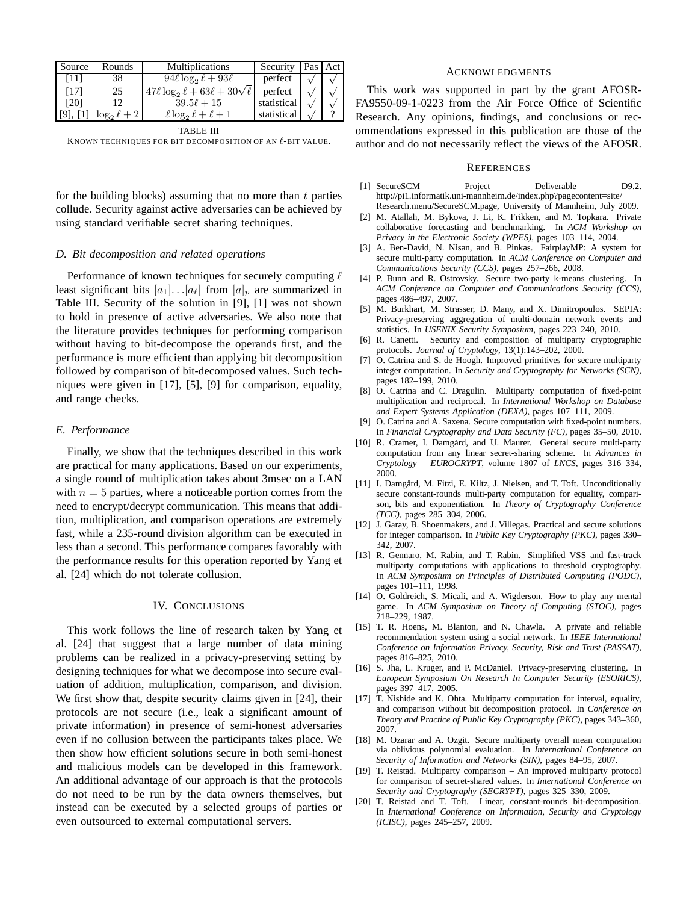| Source | Rounds | Multiplications | Security | Pas | Act |
|---|---|---|---|---|---|
| [11] | 38 | $94\ell \log_2 \ell + 93\ell$ | perfect | $\surd$ | $\surd$ |
| [17] | 25 | $47\ell \log_2 \ell + 63\ell + 30\sqrt{\ell}$ | perfect | $\surd$ | $\surd$ |
| [20] | 12 | $39.5\ell + 15$ | statistical | $\surd$ | $\surd$ |
| [9], [1] | $\log_2 \ell + 2$ | $\ell \log_2 \ell + \ell + 1$ | statistical | $\surd$ | ? |

TABLE III
KNOWN TECHNIQUES FOR BIT DECOMPOSITION OF AN $\ell$-BIT VALUE.

for the building blocks) assuming that no more than $t$ parties collude. Security against active adversaries can be achieved by using standard verifiable secret sharing techniques.

### D. Bit decomposition and related operations

Performance of known techniques for securely computing $\ell$ least significant bits $[a_1]\ldots[a_\ell]$ from $[a]_p$ are summarized in Table III. Security of the solution in [9], [1] was not shown to hold in presence of active adversaries. We also note that the literature provides techniques for performing comparison without having to bit-decompose the operands first, and the performance is more efficient than applying bit decomposition followed by comparison of bit-decomposed values. Such techniques were given in [17], [5], [9] for comparison, equality, and range checks.

### E. Performance

Finally, we show that the techniques described in this work are practical for many applications. Based on our experiments, a single round of multiplication takes about 3msec on a LAN with $n = 5$ parties, where a noticeable portion comes from the need to encrypt/decrypt communication. This means that addition, multiplication, and comparison operations are extremely fast, while a 235-round division algorithm can be executed in less than a second. This performance compares favorably with the performance results for this operation reported by Yang et al. [24] which do not tolerate collusion.

## IV. CONCLUSIONS

This work follows the line of research taken by Yang et al. [24] that suggest that a large number of data mining problems can be realized in a privacy-preserving setting by designing techniques for what we decompose into secure evaluation of addition, multiplication, comparison, and division. We first show that, despite security claims given in [24], their protocols are not secure (i.e., leak a significant amount of private information) in presence of semi-honest adversaries even if no collusion between the participants takes place. We then show how efficient solutions secure in both semi-honest and malicious models can be developed in this framework. An additional advantage of our approach is that the protocols do not need to be run by the data owners themselves, but instead can be executed by a selected groups of parties or even outsourced to external computational servers.

## ACKNOWLEDGMENTS

This work was supported in part by the grant AFOSR-FA9550-09-1-0223 from the Air Force Office of Scientific Research. Any opinions, findings, and conclusions or recommendations expressed in this publication are those of the author and do not necessarily reflect the views of the AFOSR.

## REFERENCES

[1] SecureSCM Project Deliverable D9.2. http://pi1.informatik.uni-mannheim.de/index.php?pagecontent=site/Research.menu/SecureSCM.page, University of Mannheim, July 2009.

[2] M. Atallah, M. Bykova, J. Li, K. Frikken, and M. Topkara. Private collaborative forecasting and benchmarking. In *ACM Workshop on Privacy in the Electronic Society (WPES)*, pages 103–114, 2004.

[3] A. Ben-David, N. Nisan, and B. Pinkas. FairplayMP: A system for secure multi-party computation. In *ACM Conference on Computer and Communications Security (CCS)*, pages 257–266, 2008.

[4] P. Bunn and R. Ostrovsky. Secure two-party k-means clustering. In *ACM Conference on Computer and Communications Security (CCS)*, pages 486–497, 2007.

[5] M. Burkhart, M. Strasser, D. Many, and X. Dimitropoulos. SEPIA: Privacy-preserving aggregation of multi-domain network events and statistics. In *USENIX Security Symposium*, pages 223–240, 2010.

[6] R. Canetti. Security and composition of multiparty cryptographic protocols. *Journal of Cryptology*, 13(1):143–202, 2000.

[7] O. Catrina and S. de Hoogh. Improved primitives for secure multiparty integer computation. In *Security and Cryptography for Networks (SCN)*, pages 182–199, 2010.

[8] O. Catrina and C. Dragulin. Multiparty computation of fixed-point multiplication and reciprocal. In *International Workshop on Database and Expert Systems Application (DEXA)*, pages 107–111, 2009.

[9] O. Catrina and A. Saxena. Secure computation with fixed-point numbers. In *Financial Cryptography and Data Security (FC)*, pages 35–50, 2010.

[10] R. Cramer, I. Damgård, and U. Maurer. General secure multi-party computation from any linear secret-sharing scheme. In *Advances in Cryptology – EUROCRYPT*, volume 1807 of *LNCS*, pages 316–334, 2000.

[11] I. Damgård, M. Fitzi, E. Kiltz, J. Nielsen, and T. Toft. Unconditionally secure constant-rounds multi-party computation for equality, comparison, bits and exponentiation. In *Theory of Cryptography Conference (TCC)*, pages 285–304, 2006.

[12] J. Garay, B. Shoenmakers, and J. Villegas. Practical and secure solutions for integer comparison. In *Public Key Cryptography (PKC)*, pages 330–342, 2007.

[13] R. Gennaro, M. Rabin, and T. Rabin. Simplified VSS and fast-track multiparty computations with applications to threshold cryptography. In *ACM Symposium on Principles of Distributed Computing (PODC)*, pages 101–111, 1998.

[14] O. Goldreich, S. Micali, and A. Wigderson. How to play any mental game. In *ACM Symposium on Theory of Computing (STOC)*, pages 218–229, 1987.

[15] T. R. Hoens, M. Blanton, and N. Chawla. A private and reliable recommendation system using a social network. In *IEEE International Conference on Information Privacy, Security, Risk and Trust (PASSAT)*, pages 816–825, 2010.

[16] S. Jha, L. Kruger, and P. McDaniel. Privacy-preserving clustering. In *European Symposium On Research In Computer Security (ESORICS)*, pages 397–417, 2005.

[17] T. Nishide and K. Ohta. Multiparty computation for interval, equality, and comparison without bit decomposition protocol. In *Conference on Theory and Practice of Public Key Cryptography (PKC)*, pages 343–360, 2007.

[18] M. Ozarar and A. Ozgit. Secure multiparty overall mean computation via oblivious polynomial evaluation. In *International Conference on Security of Information and Networks (SIN)*, pages 84–95, 2007.

[19] T. Reistad. Multiparty comparison – An improved multiparty protocol for comparison of secret-shared values. In *International Conference on Security and Cryptography (SECRYPT)*, pages 325–330, 2009.

[20] T. Reistad and T. Toft. Linear, constant-rounds bit-decomposition. In *International Conference on Information, Security and Cryptology (ICISC)*, pages 245–257, 2009.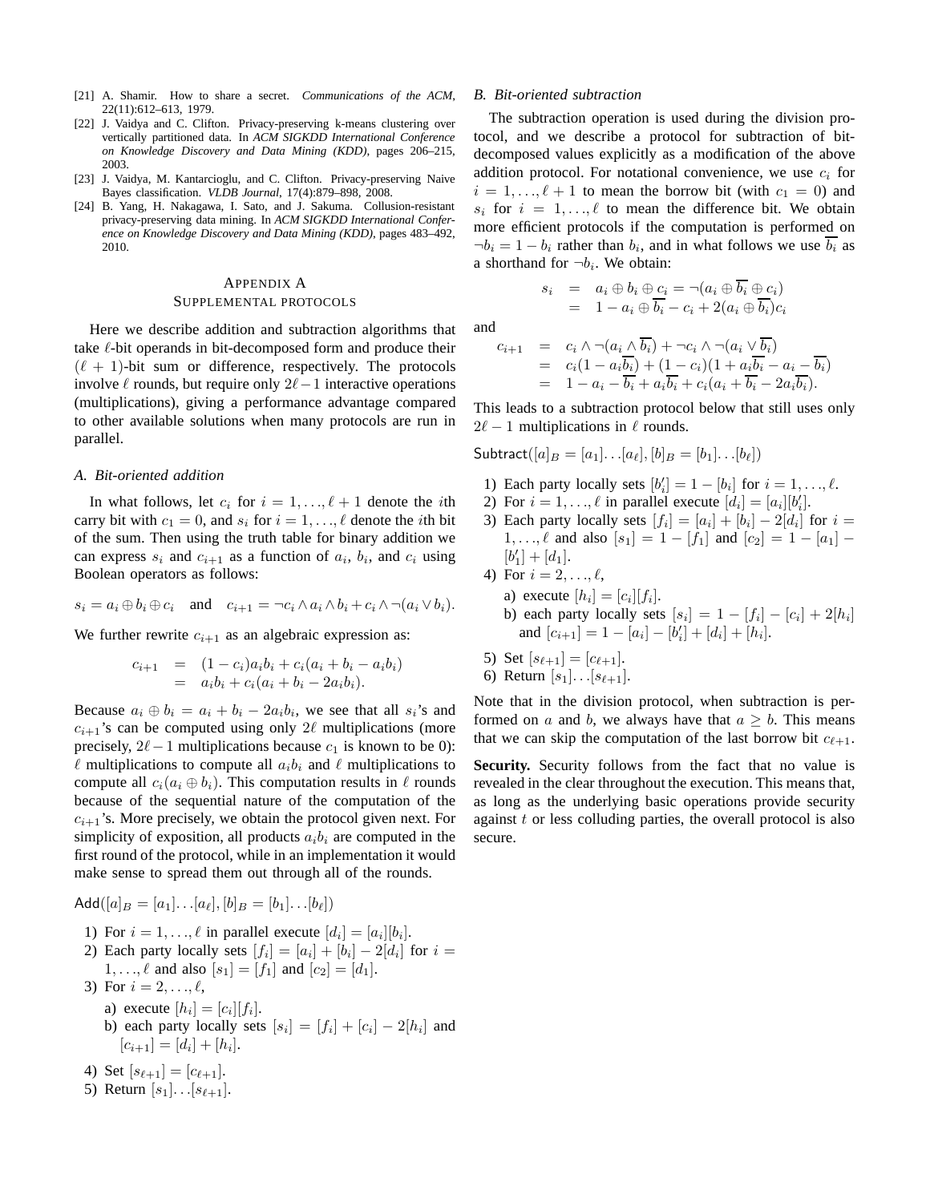[21] A. Shamir. How to share a secret. *Communications of the ACM*, 22(11):612–613, 1979.

[22] J. Vaidya and C. Clifton. Privacy-preserving k-means clustering over vertically partitioned data. In *ACM SIGKDD International Conference on Knowledge Discovery and Data Mining (KDD)*, pages 206–215, 2003.

[23] J. Vaidya, M. Kantarcioglu, and C. Clifton. Privacy-preserving Naive Bayes classification. *VLDB Journal*, 17(4):879–898, 2008.

[24] B. Yang, H. Nakagawa, I. Sato, and J. Sakuma. Collusion-resistant privacy-preserving data mining. In *ACM SIGKDD International Conference on Knowledge Discovery and Data Mining (KDD)*, pages 483–492, 2010.

# Appendix A
# Supplemental protocols

Here we describe addition and subtraction algorithms that take $\ell$-bit operands in bit-decomposed form and produce their $(\ell+1)$-bit sum or difference, respectively. The protocols involve $\ell$ rounds, but require only $2\ell-1$ interactive operations (multiplications), giving a performance advantage compared to other available solutions when many protocols are run in parallel.

## A. Bit-oriented addition

In what follows, let $c_i$ for $i = 1, \ldots, \ell+1$ denote the $i$th carry bit with $c_1 = 0$, and $s_i$ for $i = 1, \ldots, \ell$ denote the $i$th bit of the sum. Then using the truth table for binary addition we can express $s_i$ and $c_{i+1}$ as a function of $a_i$, $b_i$, and $c_i$ using Boolean operators as follows:

$$s_i = a_i \oplus b_i \oplus c_i \quad \text{and} \quad c_{i+1} = \neg c_i \wedge a_i \wedge b_i + c_i \wedge \neg(a_i \vee b_i).$$

We further rewrite $c_{i+1}$ as an algebraic expression as:

$$\begin{aligned} c_{i+1} &= (1-c_i)a_i b_i + c_i(a_i + b_i - a_i b_i) \\ &= a_i b_i + c_i(a_i + b_i - 2a_i b_i). \end{aligned}$$

Because $a_i \oplus b_i = a_i + b_i - 2a_i b_i$, we see that all $s_i$'s and $c_{i+1}$'s can be computed using only $2\ell$ multiplications (more precisely, $2\ell-1$ multiplications because $c_1$ is known to be 0): $\ell$ multiplications to compute all $a_i b_i$ and $\ell$ multiplications to compute all $c_i(a_i \oplus b_i)$. This computation results in $\ell$ rounds because of the sequential nature of the computation of the $c_{i+1}$'s. More precisely, we obtain the protocol given next. For simplicity of exposition, all products $a_i b_i$ are computed in the first round of the protocol, while in an implementation it would make sense to spread them out through all of the rounds.

$\mathsf{Add}([a]_B = [a_1]\ldots[a_\ell], [b]_B = [b_1]\ldots[b_\ell])$

1) For $i = 1, \ldots, \ell$ in parallel execute $[d_i] = [a_i][b_i]$.
2) Each party locally sets $[f_i] = [a_i] + [b_i] - 2[d_i]$ for $i = 1, \ldots, \ell$ and also $[s_1] = [f_1]$ and $[c_2] = [d_1]$.
3) For $i = 2, \ldots, \ell$,
   a) execute $[h_i] = [c_i][f_i]$.
   b) each party locally sets $[s_i] = [f_i] + [c_i] - 2[h_i]$ and $[c_{i+1}] = [d_i] + [h_i]$.
4) Set $[s_{\ell+1}] = [c_{\ell+1}]$.
5) Return $[s_1]\ldots[s_{\ell+1}]$.

## B. Bit-oriented subtraction

The subtraction operation is used during the division protocol, and we describe a protocol for subtraction of bit-decomposed values explicitly as a modification of the above addition protocol. For notational convenience, we use $c_i$ for $i = 1, \ldots, \ell+1$ to mean the borrow bit (with $c_1 = 0$) and $s_i$ for $i = 1, \ldots, \ell$ to mean the difference bit. We obtain more efficient protocols if the computation is performed on $\neg b_i = 1 - b_i$ rather than $b_i$, and in what follows we use $\overline{b_i}$ as a shorthand for $\neg b_i$. We obtain:

$$\begin{aligned} s_i &= a_i \oplus b_i \oplus c_i = \neg(a_i \oplus \overline{b_i} \oplus c_i) \\ &= 1 - a_i \oplus \overline{b_i} - c_i + 2(a_i \oplus \overline{b_i})c_i \end{aligned}$$

and

$$\begin{aligned} c_{i+1} &= c_i \wedge \neg(a_i \wedge \overline{b_i}) + \neg c_i \wedge \neg(a_i \vee \overline{b_i}) \\ &= c_i(1 - a_i\overline{b_i}) + (1-c_i)(1 + a_i\overline{b_i} - a_i - \overline{b_i}) \\ &= 1 - a_i - \overline{b_i} + a_i\overline{b_i} + c_i(a_i + \overline{b_i} - 2a_i\overline{b_i}). \end{aligned}$$

This leads to a subtraction protocol below that still uses only $2\ell-1$ multiplications in $\ell$ rounds.

$\mathsf{Subtract}([a]_B = [a_1]\ldots[a_\ell], [b]_B = [b_1]\ldots[b_\ell])$

1) Each party locally sets $[b'_i] = 1 - [b_i]$ for $i = 1, \ldots, \ell$.
2) For $i = 1, \ldots, \ell$ in parallel execute $[d_i] = [a_i][b'_i]$.
3) Each party locally sets $[f_i] = [a_i] + [b_i] - 2[d_i]$ for $i = 1, \ldots, \ell$ and also $[s_1] = 1 - [f_1]$ and $[c_2] = 1 - [a_1] - [b'_1] + [d_1]$.
4) For $i = 2, \ldots, \ell$,
   a) execute $[h_i] = [c_i][f_i]$.
   b) each party locally sets $[s_i] = 1 - [f_i] - [c_i] + 2[h_i]$ and $[c_{i+1}] = 1 - [a_i] - [b'_i] + [d_i] + [h_i]$.
5) Set $[s_{\ell+1}] = [c_{\ell+1}]$.
6) Return $[s_1]\ldots[s_{\ell+1}]$.

Note that in the division protocol, when subtraction is performed on $a$ and $b$, we always have that $a \geq b$. This means that we can skip the computation of the last borrow bit $c_{\ell+1}$.

**Security.** Security follows from the fact that no value is revealed in the clear throughout the execution. This means that, as long as the underlying basic operations provide security against $t$ or less colluding parties, the overall protocol is also secure.